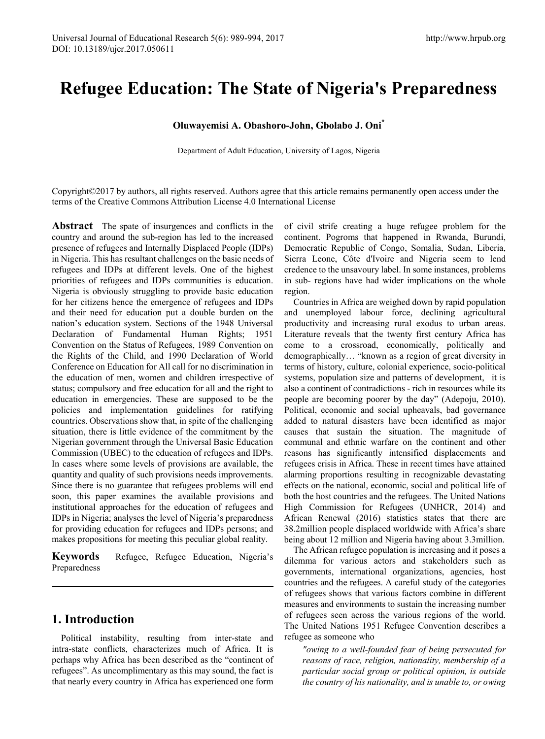# Refugee Education: The State of Nigeria's Preparedness

**Oluwayemisi A. Obashoro-John, Gbolabo J. Oni[*]**

Department of Adult Education, University of Lagos, Nigeria

Copyright©2017 by authors, all rights reserved. Authors agree that this article remains permanently open access under the terms of the Creative Commons Attribution License 4.0 International License

**Abstract** The spate of insurgences and conflicts in the country and around the sub-region has led to the increased presence of refugees and Internally Displaced People (IDPs) in Nigeria. This has resultant challenges on the basic needs of refugees and IDPs at different levels. One of the highest priorities of refugees and IDPs communities is education. Nigeria is obviously struggling to provide basic education for her citizens hence the emergence of refugees and IDPs and their need for education put a double burden on the nation's education system. Sections of the 1948 Universal Declaration of Fundamental Human Rights; 1951 Convention on the Status of Refugees, 1989 Convention on the Rights of the Child, and 1990 Declaration of World Conference on Education for All call for no discrimination in the education of men, women and children irrespective of status; compulsory and free education for all and the right to education in emergencies. These are supposed to be the policies and implementation guidelines for ratifying countries. Observations show that, in spite of the challenging situation, there is little evidence of the commitment by the Nigerian government through the Universal Basic Education Commission (UBEC) to the education of refugees and IDPs. In cases where some levels of provisions are available, the quantity and quality of such provisions needs improvements. Since there is no guarantee that refugees problems will end soon, this paper examines the available provisions and institutional approaches for the education of refugees and IDPs in Nigeria; analyses the level of Nigeria's preparedness for providing education for refugees and IDPs persons; and makes propositions for meeting this peculiar global reality.

**Keywords** Refugee, Refugee Education, Nigeria's Preparedness

## 1. Introduction

Political instability, resulting from inter-state and intra-state conflicts, characterizes much of Africa. It is perhaps why Africa has been described as the "continent of refugees". As uncomplimentary as this may sound, the fact is that nearly every country in Africa has experienced one form of civil strife creating a huge refugee problem for the continent. Pogroms that happened in Rwanda, Burundi, Democratic Republic of Congo, Somalia, Sudan, Liberia, Sierra Leone, Côte d'Ivoire and Nigeria seem to lend credence to the unsavoury label. In some instances, problems in sub- regions have had wider implications on the whole region.

Countries in Africa are weighed down by rapid population and unemployed labour force, declining agricultural productivity and increasing rural exodus to urban areas. Literature reveals that the twenty first century Africa has come to a crossroad, economically, politically and demographically… "known as a region of great diversity in terms of history, culture, colonial experience, socio-political systems, population size and patterns of development, it is also a continent of contradictions - rich in resources while its people are becoming poorer by the day" (Adepoju, 2010). Political, economic and social upheavals, bad governance added to natural disasters have been identified as major causes that sustain the situation. The magnitude of communal and ethnic warfare on the continent and other reasons has significantly intensified displacements and refugees crisis in Africa. These in recent times have attained alarming proportions resulting in recognizable devastating effects on the national, economic, social and political life of both the host countries and the refugees. The United Nations High Commission for Refugees (UNHCR, 2014) and African Renewal (2016) statistics states that there are 38.2million people displaced worldwide with Africa's share being about 12 million and Nigeria having about 3.3million.

The African refugee population is increasing and it poses a dilemma for various actors and stakeholders such as governments, international organizations, agencies, host countries and the refugees. A careful study of the categories of refugees shows that various factors combine in different measures and environments to sustain the increasing number of refugees seen across the various regions of the world. The United Nations 1951 Refugee Convention describes a refugee as someone who

> *"owing to a well-founded fear of being persecuted for reasons of race, religion, nationality, membership of a particular social group or political opinion, is outside the country of his nationality, and is unable to, or owing*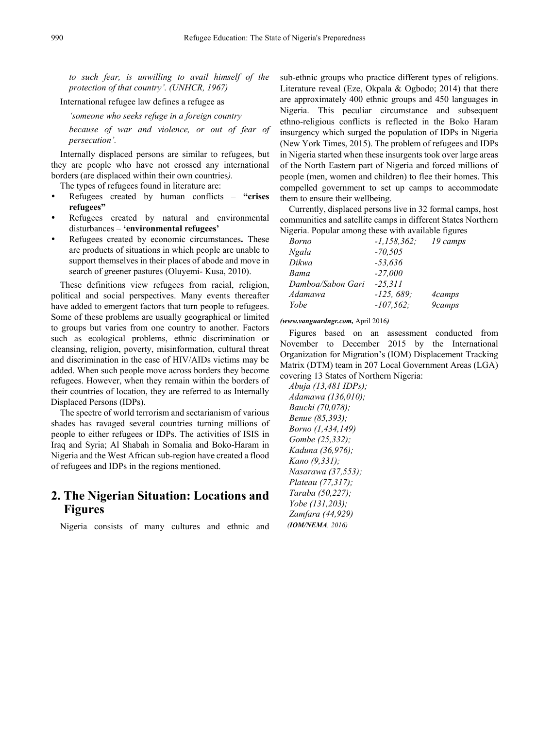*to such fear, is unwilling to avail himself of the protection of that country'. (UNHCR, 1967)*

International refugee law defines a refugee as

*'someone who seeks refuge in a foreign country*

*because of war and violence, or out of fear of persecution'.*

Internally displaced persons are similar to refugees, but they are people who have not crossed any international borders (are displaced within their own countries*).*

The types of refugees found in literature are:

- Refugees created by human conflicts – **"crises refugees"**
- Refugees created by natural and environmental disturbances – **'environmental refugees'**
- Refugees created by economic circumstances**.** These are products of situations in which people are unable to support themselves in their places of abode and move in search of greener pastures (Oluyemi- Kusa, 2010).

These definitions view refugees from racial, religion, political and social perspectives. Many events thereafter have added to emergent factors that turn people to refugees. Some of these problems are usually geographical or limited to groups but varies from one country to another. Factors such as ecological problems, ethnic discrimination or cleansing, religion, poverty, misinformation, cultural threat and discrimination in the case of HIV/AIDs victims may be added. When such people move across borders they become refugees. However, when they remain within the borders of their countries of location, they are referred to as Internally Displaced Persons (IDPs).

The spectre of world terrorism and sectarianism of various shades has ravaged several countries turning millions of people to either refugees or IDPs. The activities of ISIS in Iraq and Syria; Al Shabah in Somalia and Boko-Haram in Nigeria and the West African sub-region have created a flood of refugees and IDPs in the regions mentioned.

## 2. The Nigerian Situation: Locations and Figures

Nigeria consists of many cultures and ethnic and sub-ethnic groups who practice different types of religions. Literature reveal (Eze, Okpala & Ogbodo; 2014) that there are approximately 400 ethnic groups and 450 languages in Nigeria. This peculiar circumstance and subsequent ethno-religious conflicts is reflected in the Boko Haram insurgency which surged the population of IDPs in Nigeria (New York Times, 2015). The problem of refugees and IDPs in Nigeria started when these insurgents took over large areas of the North Eastern part of Nigeria and forced millions of people (men, women and children) to flee their homes. This compelled government to set up camps to accommodate them to ensure their wellbeing.

Currently, displaced persons live in 32 formal camps, host communities and satellite camps in different States Northern Nigeria. Popular among these with available figures

| | | |
|---|---|---|
| *Borno* | *-1,158,362;* | *19 camps* |
| *Ngala* | *-70,505* | |
| *Dikwa* | *-53,636* | |
| *Bama* | *-27,000* | |
| *Damboa/Sabon Gari* | *-25,311* | |
| *Adamawa* | *-125, 689;* | *4camps* |
| *Yobe* | *-107,562;* | *9camps* |

***(www.vanguardngr.com,*** April 2016***)***

Figures based on an assessment conducted from November to December 2015 by the International Organization for Migration's (IOM) Displacement Tracking Matrix (DTM) team in 207 Local Government Areas (LGA) covering 13 States of Northern Nigeria:

*Abuja (13,481 IDPs);*
*Adamawa (136,010);*
*Bauchi (70,078);*
*Benue (85,393);*
*Borno (1,434,149)*
*Gombe (25,332);*
*Kaduna (36,976);*
*Kano (9,331);*
*Nasarawa (37,553);*
*Plateau (77,317);*
*Taraba (50,227);*
*Yobe (131,203);*
*Zamfara (44,929)*

***(IOM/NEMA****, 2016)*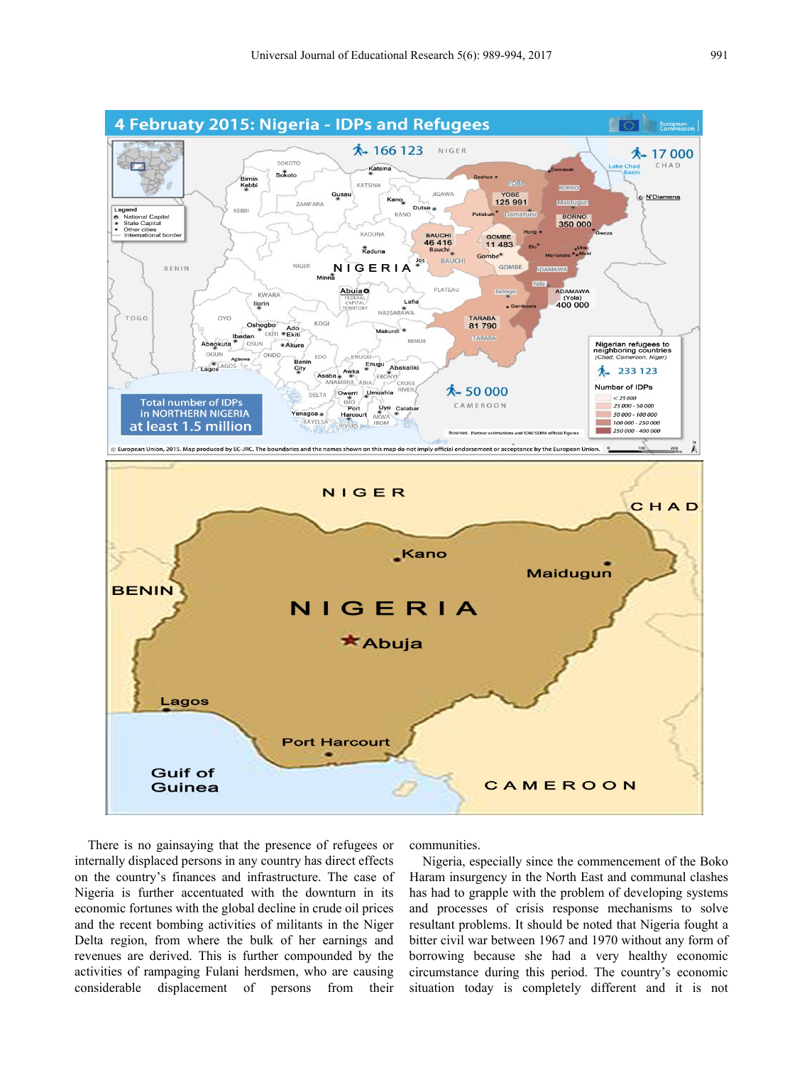There is no gainsaying that the presence of refugees or internally displaced persons in any country has direct effects on the country's finances and infrastructure. The case of Nigeria is further accentuated with the downturn in its economic fortunes with the global decline in crude oil prices and the recent bombing activities of militants in the Niger Delta region, from where the bulk of her earnings and revenues are derived. This is further compounded by the activities of rampaging Fulani herdsmen, who are causing considerable displacement of persons from their communities.

Nigeria, especially since the commencement of the Boko Haram insurgency in the North East and communal clashes has had to grapple with the problem of developing systems and processes of crisis response mechanisms to solve resultant problems. It should be noted that Nigeria fought a bitter civil war between 1967 and 1970 without any form of borrowing because she had a very healthy economic circumstance during this period. The country's economic situation today is completely different and it is not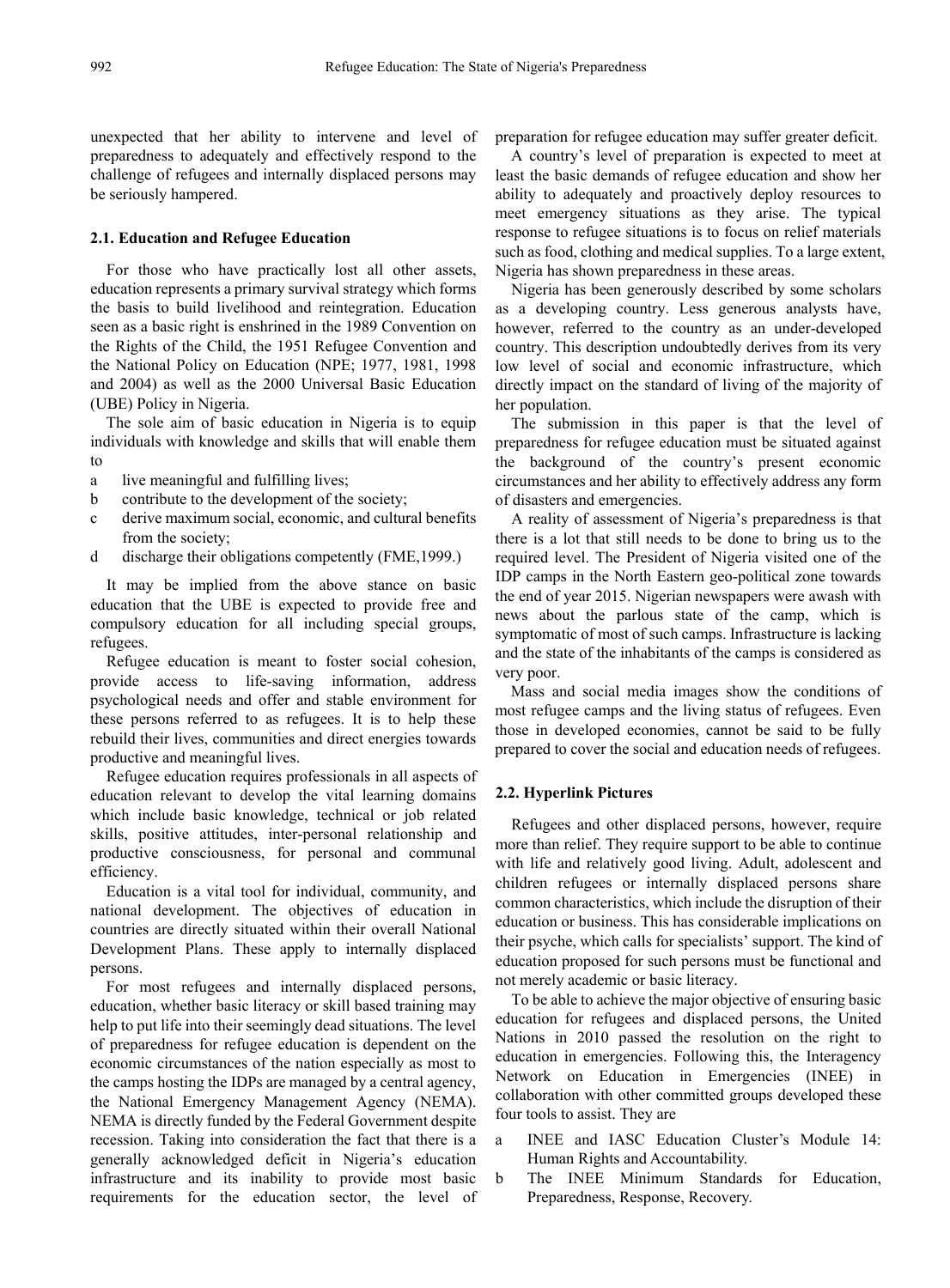unexpected that her ability to intervene and level of preparedness to adequately and effectively respond to the challenge of refugees and internally displaced persons may be seriously hampered.

### 2.1. Education and Refugee Education

For those who have practically lost all other assets, education represents a primary survival strategy which forms the basis to build livelihood and reintegration. Education seen as a basic right is enshrined in the 1989 Convention on the Rights of the Child, the 1951 Refugee Convention and the National Policy on Education (NPE; 1977, 1981, 1998 and 2004) as well as the 2000 Universal Basic Education (UBE) Policy in Nigeria.

The sole aim of basic education in Nigeria is to equip individuals with knowledge and skills that will enable them to

a live meaningful and fulfilling lives;
b contribute to the development of the society;
c derive maximum social, economic, and cultural benefits from the society;
d discharge their obligations competently (FME,1999.)

It may be implied from the above stance on basic education that the UBE is expected to provide free and compulsory education for all including special groups, refugees.

Refugee education is meant to foster social cohesion, provide access to life-saving information, address psychological needs and offer and stable environment for these persons referred to as refugees. It is to help these rebuild their lives, communities and direct energies towards productive and meaningful lives.

Refugee education requires professionals in all aspects of education relevant to develop the vital learning domains which include basic knowledge, technical or job related skills, positive attitudes, inter-personal relationship and productive consciousness, for personal and communal efficiency.

Education is a vital tool for individual, community, and national development. The objectives of education in countries are directly situated within their overall National Development Plans. These apply to internally displaced persons.

For most refugees and internally displaced persons, education, whether basic literacy or skill based training may help to put life into their seemingly dead situations. The level of preparedness for refugee education is dependent on the economic circumstances of the nation especially as most to the camps hosting the IDPs are managed by a central agency, the National Emergency Management Agency (NEMA). NEMA is directly funded by the Federal Government despite recession. Taking into consideration the fact that there is a generally acknowledged deficit in Nigeria's education infrastructure and its inability to provide most basic requirements for the education sector, the level of preparation for refugee education may suffer greater deficit.

A country's level of preparation is expected to meet at least the basic demands of refugee education and show her ability to adequately and proactively deploy resources to meet emergency situations as they arise. The typical response to refugee situations is to focus on relief materials such as food, clothing and medical supplies. To a large extent, Nigeria has shown preparedness in these areas.

Nigeria has been generously described by some scholars as a developing country. Less generous analysts have, however, referred to the country as an under-developed country. This description undoubtedly derives from its very low level of social and economic infrastructure, which directly impact on the standard of living of the majority of her population.

The submission in this paper is that the level of preparedness for refugee education must be situated against the background of the country's present economic circumstances and her ability to effectively address any form of disasters and emergencies.

A reality of assessment of Nigeria's preparedness is that there is a lot that still needs to be done to bring us to the required level. The President of Nigeria visited one of the IDP camps in the North Eastern geo-political zone towards the end of year 2015. Nigerian newspapers were awash with news about the parlous state of the camp, which is symptomatic of most of such camps. Infrastructure is lacking and the state of the inhabitants of the camps is considered as very poor.

Mass and social media images show the conditions of most refugee camps and the living status of refugees. Even those in developed economies, cannot be said to be fully prepared to cover the social and education needs of refugees.

### 2.2. Hyperlink Pictures

Refugees and other displaced persons, however, require more than relief. They require support to be able to continue with life and relatively good living. Adult, adolescent and children refugees or internally displaced persons share common characteristics, which include the disruption of their education or business. This has considerable implications on their psyche, which calls for specialists' support. The kind of education proposed for such persons must be functional and not merely academic or basic literacy.

To be able to achieve the major objective of ensuring basic education for refugees and displaced persons, the United Nations in 2010 passed the resolution on the right to education in emergencies. Following this, the Interagency Network on Education in Emergencies (INEE) in collaboration with other committed groups developed these four tools to assist. They are

a INEE and IASC Education Cluster's Module 14: Human Rights and Accountability.
b The INEE Minimum Standards for Education, Preparedness, Response, Recovery.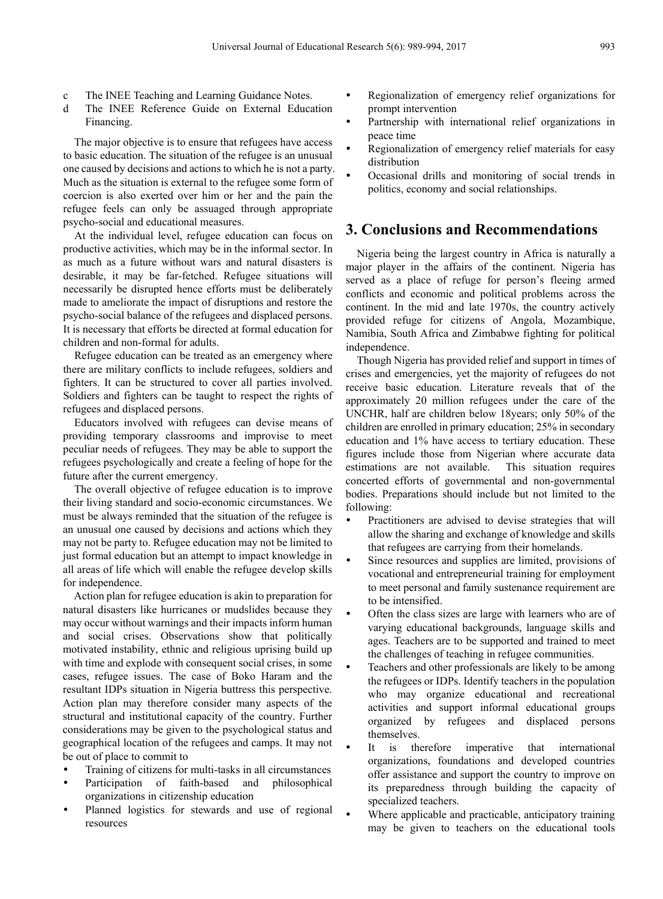c The INEE Teaching and Learning Guidance Notes.

d The INEE Reference Guide on External Education Financing.

The major objective is to ensure that refugees have access to basic education. The situation of the refugee is an unusual one caused by decisions and actions to which he is not a party. Much as the situation is external to the refugee some form of coercion is also exerted over him or her and the pain the refugee feels can only be assuaged through appropriate psycho-social and educational measures.

At the individual level, refugee education can focus on productive activities, which may be in the informal sector. In as much as a future without wars and natural disasters is desirable, it may be far-fetched. Refugee situations will necessarily be disrupted hence efforts must be deliberately made to ameliorate the impact of disruptions and restore the psycho-social balance of the refugees and displaced persons. It is necessary that efforts be directed at formal education for children and non-formal for adults.

Refugee education can be treated as an emergency where there are military conflicts to include refugees, soldiers and fighters. It can be structured to cover all parties involved. Soldiers and fighters can be taught to respect the rights of refugees and displaced persons.

Educators involved with refugees can devise means of providing temporary classrooms and improvise to meet peculiar needs of refugees. They may be able to support the refugees psychologically and create a feeling of hope for the future after the current emergency.

The overall objective of refugee education is to improve their living standard and socio-economic circumstances. We must be always reminded that the situation of the refugee is an unusual one caused by decisions and actions which they may not be party to. Refugee education may not be limited to just formal education but an attempt to impact knowledge in all areas of life which will enable the refugee develop skills for independence.

Action plan for refugee education is akin to preparation for natural disasters like hurricanes or mudslides because they may occur without warnings and their impacts inform human and social crises. Observations show that politically motivated instability, ethnic and religious uprising build up with time and explode with consequent social crises, in some cases, refugee issues. The case of Boko Haram and the resultant IDPs situation in Nigeria buttress this perspective. Action plan may therefore consider many aspects of the structural and institutional capacity of the country. Further considerations may be given to the psychological status and geographical location of the refugees and camps. It may not be out of place to commit to

- Training of citizens for multi-tasks in all circumstances
- Participation of faith-based and philosophical organizations in citizenship education
- Planned logistics for stewards and use of regional resources
- Regionalization of emergency relief organizations for prompt intervention
- Partnership with international relief organizations in peace time
- Regionalization of emergency relief materials for easy distribution
- Occasional drills and monitoring of social trends in politics, economy and social relationships.

## 3. Conclusions and Recommendations

Nigeria being the largest country in Africa is naturally a major player in the affairs of the continent. Nigeria has served as a place of refuge for person's fleeing armed conflicts and economic and political problems across the continent. In the mid and late 1970s, the country actively provided refuge for citizens of Angola, Mozambique, Namibia, South Africa and Zimbabwe fighting for political independence.

Though Nigeria has provided relief and support in times of crises and emergencies, yet the majority of refugees do not receive basic education. Literature reveals that of the approximately 20 million refugees under the care of the UNCHR, half are children below 18years; only 50% of the children are enrolled in primary education; 25% in secondary education and 1% have access to tertiary education. These figures include those from Nigerian where accurate data estimations are not available. This situation requires concerted efforts of governmental and non-governmental bodies. Preparations should include but not limited to the following:

- Practitioners are advised to devise strategies that will allow the sharing and exchange of knowledge and skills that refugees are carrying from their homelands.
- Since resources and supplies are limited, provisions of vocational and entrepreneurial training for employment to meet personal and family sustenance requirement are to be intensified.
- Often the class sizes are large with learners who are of varying educational backgrounds, language skills and ages. Teachers are to be supported and trained to meet the challenges of teaching in refugee communities.
- Teachers and other professionals are likely to be among the refugees or IDPs. Identify teachers in the population who may organize educational and recreational activities and support informal educational groups organized by refugees and displaced persons themselves.
- It is therefore imperative that international organizations, foundations and developed countries offer assistance and support the country to improve on its preparedness through building the capacity of specialized teachers.
- Where applicable and practicable, anticipatory training may be given to teachers on the educational tools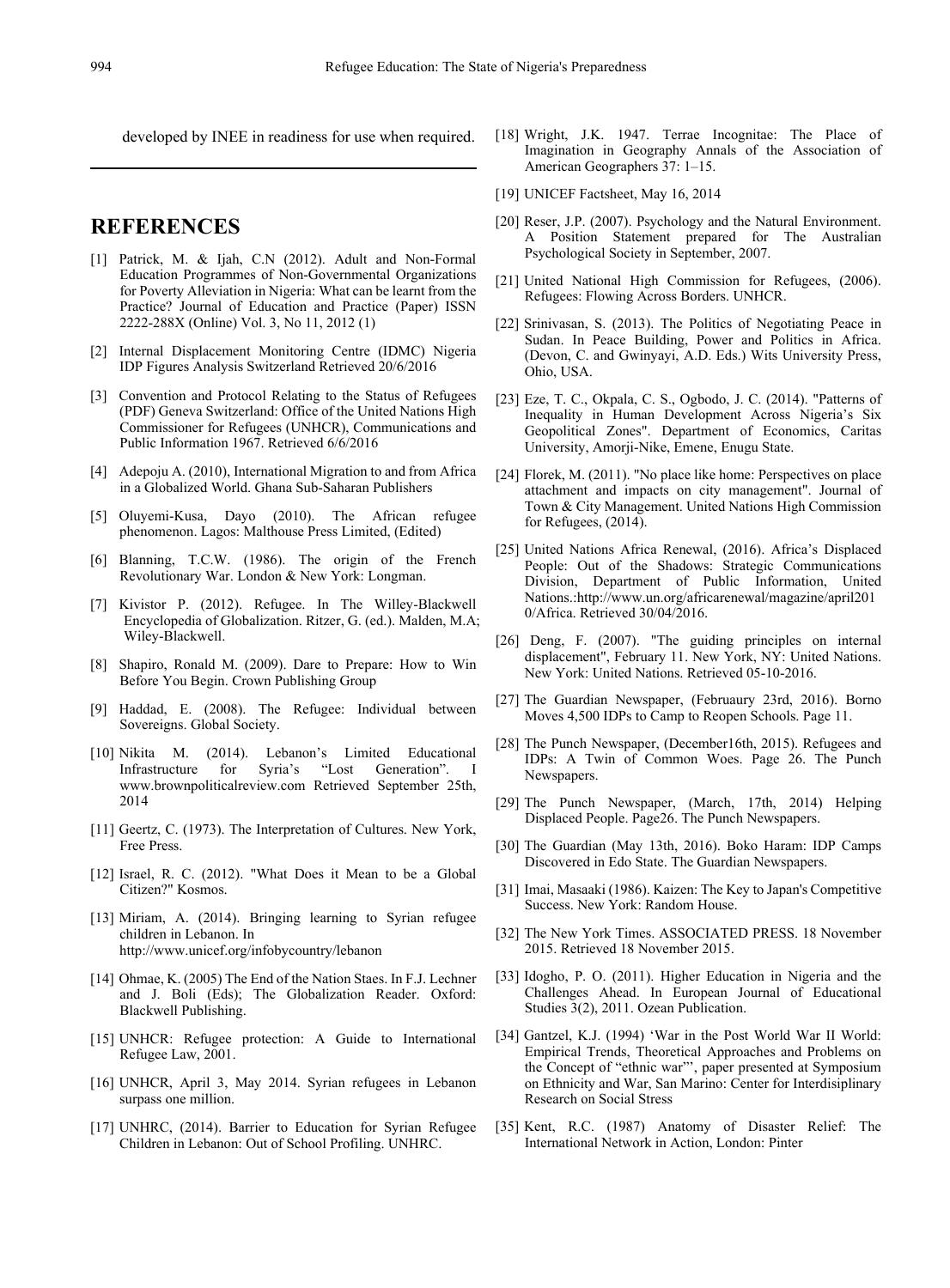developed by INEE in readiness for use when required.

## REFERENCES

[1] Patrick, M. & Ijah, C.N (2012). Adult and Non-Formal Education Programmes of Non-Governmental Organizations for Poverty Alleviation in Nigeria: What can be learnt from the Practice? Journal of Education and Practice (Paper) ISSN 2222-288X (Online) Vol. 3, No 11, 2012 (1)

[2] Internal Displacement Monitoring Centre (IDMC) Nigeria IDP Figures Analysis Switzerland Retrieved 20/6/2016

[3] Convention and Protocol Relating to the Status of Refugees (PDF) Geneva Switzerland: Office of the United Nations High Commissioner for Refugees (UNHCR), Communications and Public Information 1967. Retrieved 6/6/2016

[4] Adepoju A. (2010), International Migration to and from Africa in a Globalized World. Ghana Sub-Saharan Publishers

[5] Oluyemi-Kusa, Dayo (2010). The African refugee phenomenon. Lagos: Malthouse Press Limited, (Edited)

[6] Blanning, T.C.W. (1986). The origin of the French Revolutionary War. London & New York: Longman.

[7] Kivistor P. (2012). Refugee. In The Willey-Blackwell Encyclopedia of Globalization. Ritzer, G. (ed.). Malden, M.A; Wiley-Blackwell.

[8] Shapiro, Ronald M. (2009). Dare to Prepare: How to Win Before You Begin. Crown Publishing Group

[9] Haddad, E. (2008). The Refugee: Individual between Sovereigns. Global Society.

[10] Nikita M. (2014). Lebanon's Limited Educational Infrastructure for Syria's "Lost Generation". I www.brownpoliticalreview.com Retrieved September 25th, 2014

[11] Geertz, C. (1973). The Interpretation of Cultures. New York, Free Press.

[12] Israel, R. C. (2012). "What Does it Mean to be a Global Citizen?" Kosmos.

[13] Miriam, A. (2014). Bringing learning to Syrian refugee children in Lebanon. In http://www.unicef.org/infobycountry/lebanon

[14] Ohmae, K. (2005) The End of the Nation Staes. In F.J. Lechner and J. Boli (Eds); The Globalization Reader. Oxford: Blackwell Publishing.

[15] UNHCR: Refugee protection: A Guide to International Refugee Law, 2001.

[16] UNHCR, April 3, May 2014. Syrian refugees in Lebanon surpass one million.

[17] UNHRC, (2014). Barrier to Education for Syrian Refugee Children in Lebanon: Out of School Profiling. UNHRC.

[18] Wright, J.K. 1947. Terrae Incognitae: The Place of Imagination in Geography Annals of the Association of American Geographers 37: 1–15.

[19] UNICEF Factsheet, May 16, 2014

[20] Reser, J.P. (2007). Psychology and the Natural Environment. A Position Statement prepared for The Australian Psychological Society in September, 2007.

[21] United National High Commission for Refugees, (2006). Refugees: Flowing Across Borders. UNHCR.

[22] Srinivasan, S. (2013). The Politics of Negotiating Peace in Sudan. In Peace Building, Power and Politics in Africa. (Devon, C. and Gwinyayi, A.D. Eds.) Wits University Press, Ohio, USA.

[23] Eze, T. C., Okpala, C. S., Ogbodo, J. C. (2014). "Patterns of Inequality in Human Development Across Nigeria's Six Geopolitical Zones". Department of Economics, Caritas University, Amorji-Nike, Emene, Enugu State.

[24] Florek, M. (2011). "No place like home: Perspectives on place attachment and impacts on city management". Journal of Town & City Management. United Nations High Commission for Refugees, (2014).

[25] United Nations Africa Renewal, (2016). Africa's Displaced People: Out of the Shadows: Strategic Communications Division, Department of Public Information, United Nations.:http://www.un.org/africarenewal/magazine/april2010/Africa. Retrieved 30/04/2016.

[26] Deng, F. (2007). "The guiding principles on internal displacement", February 11. New York, NY: United Nations. New York: United Nations. Retrieved 05-10-2016.

[27] The Guardian Newspaper, (Februaury 23rd, 2016). Borno Moves 4,500 IDPs to Camp to Reopen Schools. Page 11.

[28] The Punch Newspaper, (December16th, 2015). Refugees and IDPs: A Twin of Common Woes. Page 26. The Punch Newspapers.

[29] The Punch Newspaper, (March, 17th, 2014) Helping Displaced People. Page26. The Punch Newspapers.

[30] The Guardian (May 13th, 2016). Boko Haram: IDP Camps Discovered in Edo State. The Guardian Newspapers.

[31] Imai, Masaaki (1986). Kaizen: The Key to Japan's Competitive Success. New York: Random House.

[32] The New York Times. ASSOCIATED PRESS. 18 November 2015. Retrieved 18 November 2015.

[33] Idogho, P. O. (2011). Higher Education in Nigeria and the Challenges Ahead. In European Journal of Educational Studies 3(2), 2011. Ozean Publication.

[34] Gantzel, K.J. (1994) 'War in the Post World War II World: Empirical Trends, Theoretical Approaches and Problems on the Concept of "ethnic war"', paper presented at Symposium on Ethnicity and War, San Marino: Center for Interdisiplinary Research on Social Stress

[35] Kent, R.C. (1987) Anatomy of Disaster Relief: The International Network in Action, London: Pinter